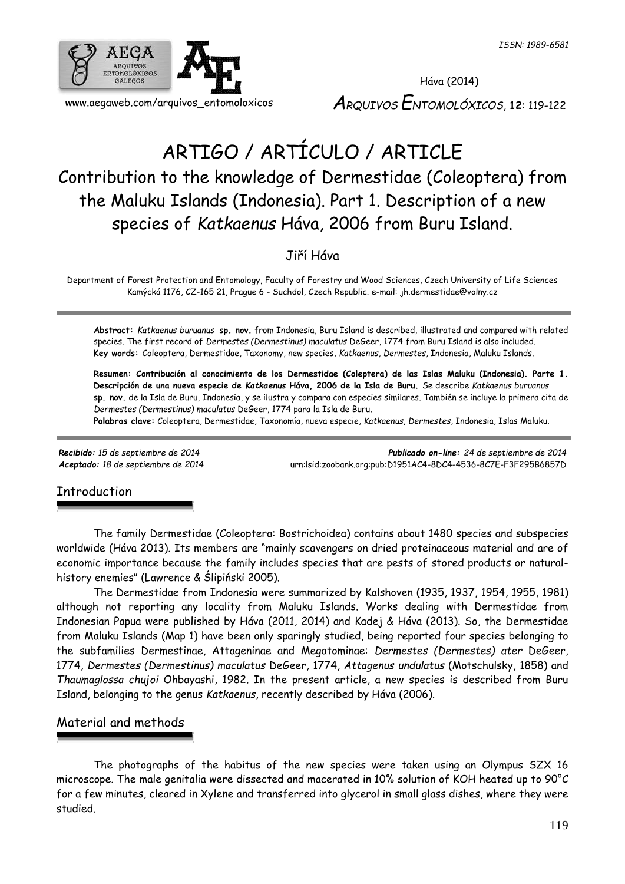ISSN: 1989-6581

Háva (2014)

*ARQUIVOS ENTOMOLÓXICOS*, **12**: 119-122

www.aegaweb.com/arquivos_entomoloxicos

# ARTIGO / ARTÍCULO / ARTICLE

## Contribution to the knowledge of Dermestidae (Coleoptera) from the Maluku Islands (Indonesia). Part 1. Description of a new species of *Katkaenus* Háva, 2006 from Buru Island.

Jiří Háva

Department of Forest Protection and Entomology, Faculty of Forestry and Wood Sciences, Czech University of Life Sciences Kamýcká 1176, CZ-165 21, Prague 6 - Suchdol, Czech Republic. e-mail: jh.dermestidae@volny.cz

**Abstract:** *Katkaenus buruanus* **sp. nov.** from Indonesia, Buru Island is described, illustrated and compared with related species. The first record of *Dermestes (Dermestinus) maculatus* DeGeer, 1774 from Buru Island is also included.
**Key words:** Coleoptera, Dermestidae, Taxonomy, new species, *Katkaenus*, *Dermestes*, Indonesia, Maluku Islands.

**Resumen: Contribución al conocimiento de los Dermestidae (Coleptera) de las Islas Maluku (Indonesia). Parte 1. Descripción de una nueva especie de *Katkaenus* Háva, 2006 de la Isla de Buru.** Se describe *Katkaenus buruanus* **sp. nov.** de la Isla de Buru, Indonesia, y se ilustra y compara con especies similares. También se incluye la primera cita de *Dermestes (Dermestinus) maculatus* DeGeer, 1774 para la Isla de Buru.
**Palabras clave:** Coleoptera, Dermestidae, Taxonomía, nueva especie, *Katkaenus*, *Dermestes*, Indonesia, Islas Maluku.

***Recibido:*** *15 de septiembre de 2014*
***Aceptado:*** *18 de septiembre de 2014*
***Publicado on-line:*** *24 de septiembre de 2014*
urn:lsid:zoobank.org:pub:D1951AC4-8DC4-4536-8C7E-F3F295B6857D

## Introduction

The family Dermestidae (Coleoptera: Bostrichoidea) contains about 1480 species and subspecies worldwide (Háva 2013). Its members are "mainly scavengers on dried proteinaceous material and are of economic importance because the family includes species that are pests of stored products or natural-history enemies" (Lawrence & Ślipiński 2005).

The Dermestidae from Indonesia were summarized by Kalshoven (1935, 1937, 1954, 1955, 1981) although not reporting any locality from Maluku Islands. Works dealing with Dermestidae from Indonesian Papua were published by Háva (2011, 2014) and Kadej & Háva (2013). So, the Dermestidae from Maluku Islands (Map 1) have been only sparingly studied, being reported four species belonging to the subfamilies Dermestinae, Attageninae and Megatominae: *Dermestes (Dermestes) ater* DeGeer, 1774, *Dermestes (Dermestinus) maculatus* DeGeer, 1774, *Attagenus undulatus* (Motschulsky, 1858) and *Thaumaglossa chujoi* Ohbayashi, 1982. In the present article, a new species is described from Buru Island, belonging to the genus *Katkaenus*, recently described by Háva (2006).

## Material and methods

The photographs of the habitus of the new species were taken using an Olympus SZX 16 microscope. The male genitalia were dissected and macerated in 10% solution of KOH heated up to 90°C for a few minutes, cleared in Xylene and transferred into glycerol in small glass dishes, where they were studied.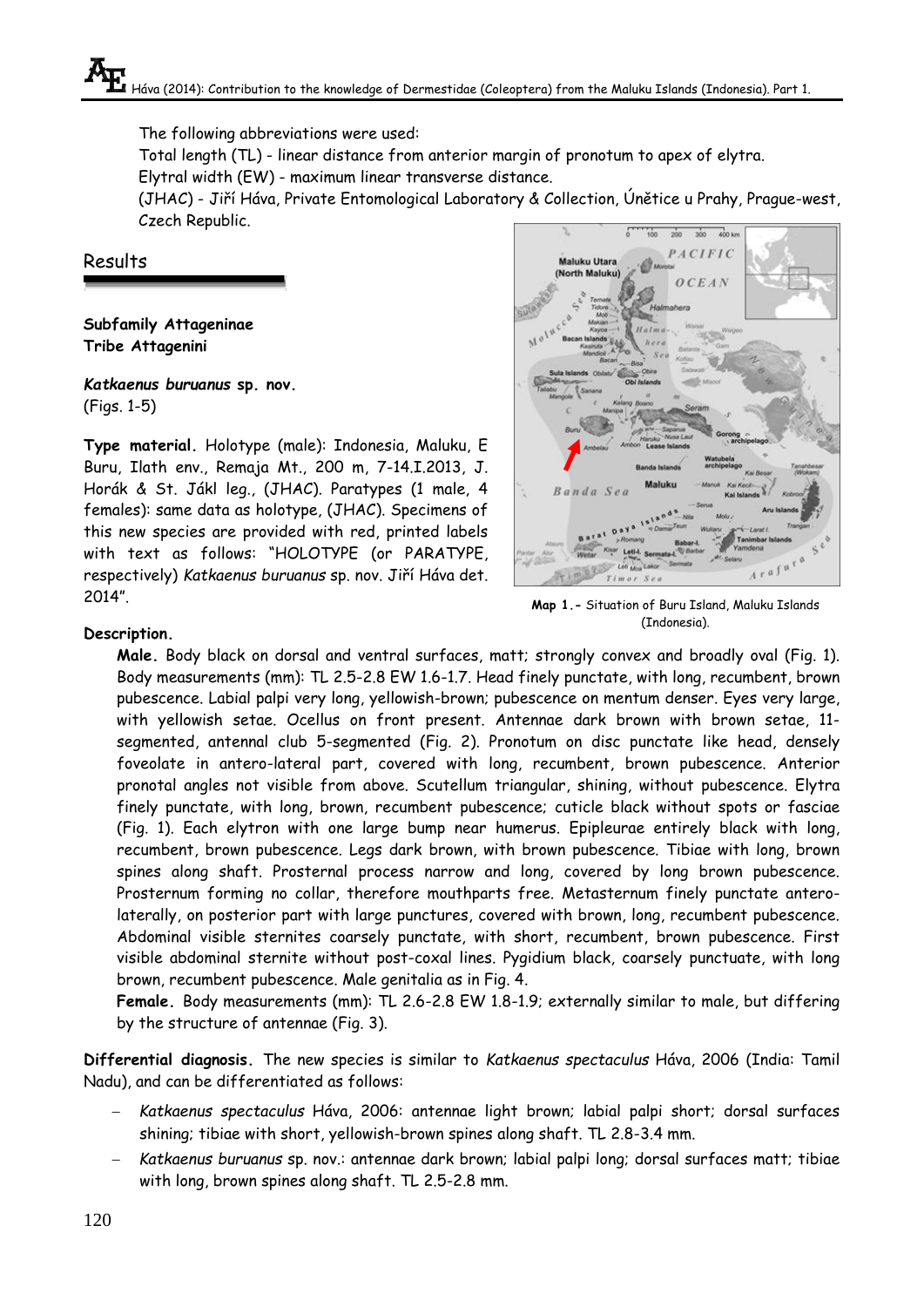The following abbreviations were used:

Total length (TL) - linear distance from anterior margin of pronotum to apex of elytra.

Elytral width (EW) - maximum linear transverse distance.

(JHAC) - Jiří Háva, Private Entomological Laboratory & Collection, Únětice u Prahy, Prague-west, Czech Republic.

## Results

**Subfamily Attageninae**
**Tribe Attagenini**

***Katkaenus buruanus* sp. nov.**
(Figs. 1-5)

**Type material.** Holotype (male): Indonesia, Maluku, E Buru, Ilath env., Remaja Mt., 200 m, 7-14.I.2013, J. Horák & St. Jákl leg., (JHAC). Paratypes (1 male, 4 females): same data as holotype, (JHAC). Specimens of this new species are provided with red, printed labels with text as follows: "HOLOTYPE (or PARATYPE, respectively) *Katkaenus buruanus* sp. nov. Jiří Háva det. 2014".

**Map 1.-** Situation of Buru Island, Maluku Islands (Indonesia).

**Description.**

**Male.** Body black on dorsal and ventral surfaces, matt; strongly convex and broadly oval (Fig. 1). Body measurements (mm): TL 2.5-2.8 EW 1.6-1.7. Head finely punctate, with long, recumbent, brown pubescence. Labial palpi very long, yellowish-brown; pubescence on mentum denser. Eyes very large, with yellowish setae. Ocellus on front present. Antennae dark brown with brown setae, 11-segmented, antennal club 5-segmented (Fig. 2). Pronotum on disc punctate like head, densely foveolate in antero-lateral part, covered with long, recumbent, brown pubescence. Anterior pronotal angles not visible from above. Scutellum triangular, shining, without pubescence. Elytra finely punctate, with long, brown, recumbent pubescence; cuticle black without spots or fasciae (Fig. 1). Each elytron with one large bump near humerus. Epipleurae entirely black with long, recumbent, brown pubescence. Legs dark brown, with brown pubescence. Tibiae with long, brown spines along shaft. Prosternal process narrow and long, covered by long brown pubescence. Prosternum forming no collar, therefore mouthparts free. Metasternum finely punctate antero-laterally, on posterior part with large punctures, covered with brown, long, recumbent pubescence. Abdominal visible sternites coarsely punctate, with short, recumbent, brown pubescence. First visible abdominal sternite without post-coxal lines. Pygidium black, coarsely punctuate, with long brown, recumbent pubescence. Male genitalia as in Fig. 4.

**Female.** Body measurements (mm): TL 2.6-2.8 EW 1.8-1.9; externally similar to male, but differing by the structure of antennae (Fig. 3).

**Differential diagnosis.** The new species is similar to *Katkaenus spectaculus* Háva, 2006 (India: Tamil Nadu), and can be differentiated as follows:

- *Katkaenus spectaculus* Háva, 2006: antennae light brown; labial palpi short; dorsal surfaces shining; tibiae with short, yellowish-brown spines along shaft. TL 2.8-3.4 mm.
- *Katkaenus buruanus* sp. nov.: antennae dark brown; labial palpi long; dorsal surfaces matt; tibiae with long, brown spines along shaft. TL 2.5-2.8 mm.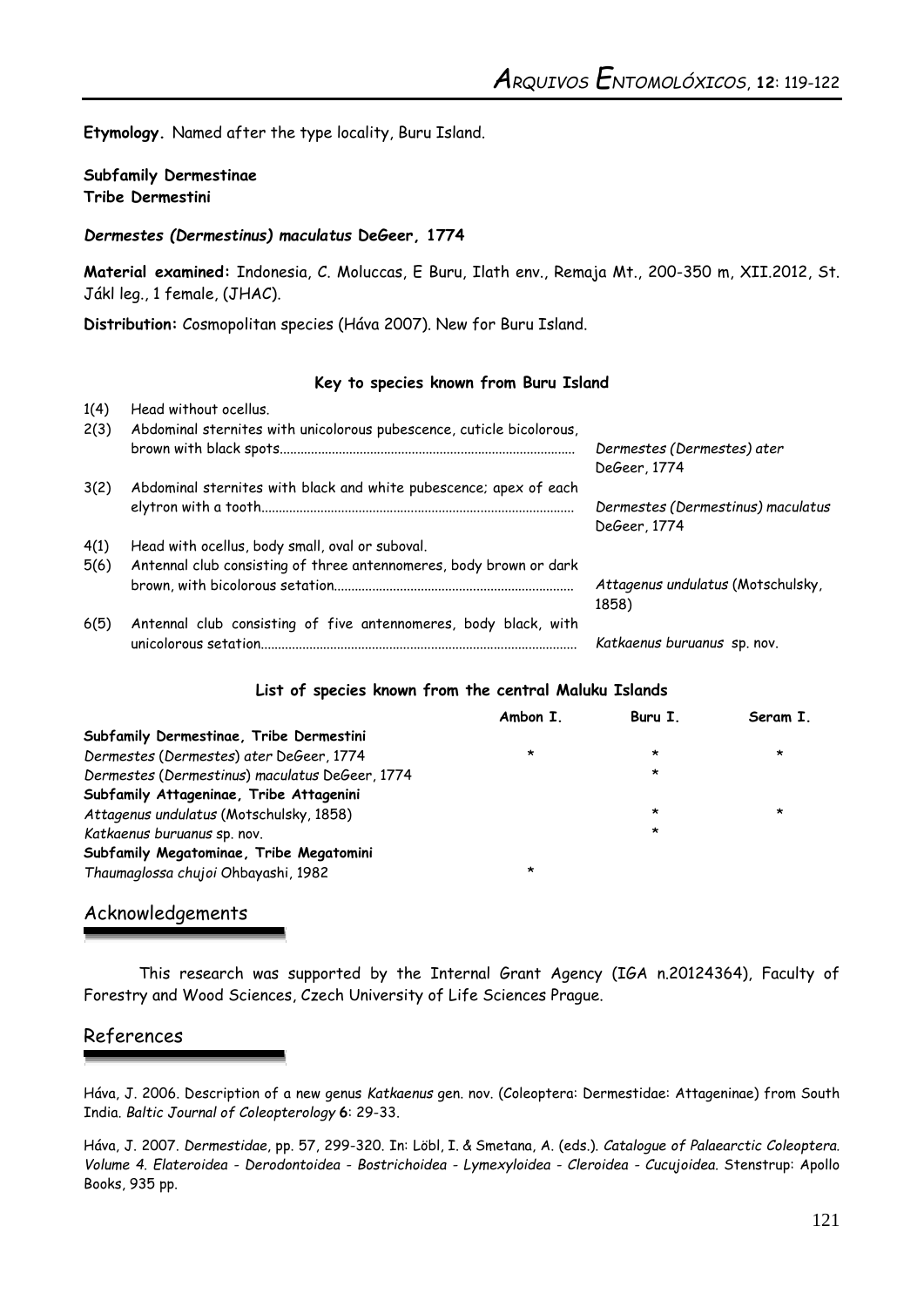**Etymology.** Named after the type locality, Buru Island.

**Subfamily Dermestinae**
**Tribe Dermestini**

***Dermestes (Dermestinus) maculatus* DeGeer, 1774**

**Material examined:** Indonesia, C. Moluccas, E Buru, Ilath env., Remaja Mt., 200-350 m, XII.2012, St. Jákl leg., 1 female, (JHAC).

**Distribution:** Cosmopolitan species (Háva 2007). New for Buru Island.

**Key to species known from Buru Island**

| | | |
|---|---|---|
| 1(4) | Head without ocellus. | |
| 2(3) | Abdominal sternites with unicolorous pubescence, cuticle bicolorous, brown with black spots.................................................................................... | *Dermestes (Dermestes) ater* DeGeer, 1774 |
| 3(2) | Abdominal sternites with black and white pubescence; apex of each elytron with a tooth......................................................................................... | *Dermestes (Dermestinus) maculatus* DeGeer, 1774 |
| 4(1) | Head with ocellus, body small, oval or suboval. | |
| 5(6) | Antennal club consisting of three antennomeres, body brown or dark brown, with bicolorous setation.................................................................... | *Attagenus undulatus* (Motschulsky, 1858) |
| 6(5) | Antennal club consisting of five antennomeres, body black, with unicolorous setation.......................................................................................... | *Katkaenus buruanus* sp. nov. |

**List of species known from the central Maluku Islands**

| | Ambon I. | Buru I. | Seram I. |
|---|---|---|---|
| **Subfamily Dermestinae, Tribe Dermestini** | | | |
| *Dermestes* (*Dermestes*) *ater* DeGeer, 1774 | * | * | * |
| *Dermestes* (*Dermestinus*) *maculatus* DeGeer, 1774 | | * | |
| **Subfamily Attageninae, Tribe Attagenini** | | | |
| *Attagenus undulatus* (Motschulsky, 1858) | | * | * |
| *Katkaenus buruanus* sp. nov. | | * | |
| **Subfamily Megatominae, Tribe Megatomini** | | | |
| *Thaumaglossa chujoi* Ohbayashi, 1982 | * | | |

## Acknowledgements

This research was supported by the Internal Grant Agency (IGA n.20124364), Faculty of Forestry and Wood Sciences, Czech University of Life Sciences Prague.

## References

Háva, J. 2006. Description of a new genus *Katkaenus* gen. nov. (Coleoptera: Dermestidae: Attageninae) from South India. *Baltic Journal of Coleopterology* **6**: 29-33.

Háva, J. 2007. *Dermestidae*, pp. 57, 299-320. In: Löbl, I. & Smetana, A. (eds.). *Catalogue of Palaearctic Coleoptera. Volume 4. Elateroidea - Derodontoidea - Bostrichoidea - Lymexyloidea - Cleroidea - Cucujoidea*. Stenstrup: Apollo Books, 935 pp.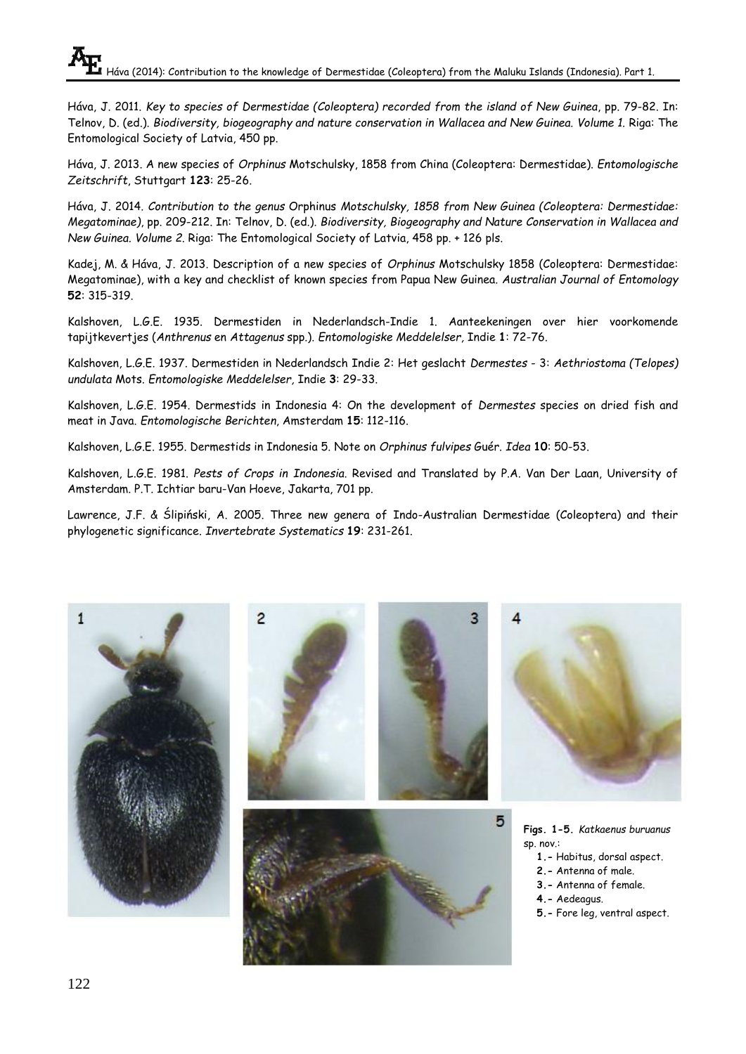Háva, J. 2011. *Key to species of Dermestidae (Coleoptera) recorded from the island of New Guinea*, pp. 79-82. In: Telnov, D. (ed.). *Biodiversity, biogeography and nature conservation in Wallacea and New Guinea. Volume 1.* Riga: The Entomological Society of Latvia, 450 pp.

Háva, J. 2013. A new species of *Orphinus* Motschulsky, 1858 from China (Coleoptera: Dermestidae). *Entomologische Zeitschrift*, Stuttgart **123**: 25-26.

Háva, J. 2014. *Contribution to the genus* Orphinus *Motschulsky, 1858 from New Guinea (Coleoptera: Dermestidae: Megatominae)*, pp. 209-212. In: Telnov, D. (ed.). *Biodiversity, Biogeography and Nature Conservation in Wallacea and New Guinea. Volume 2.* Riga: The Entomological Society of Latvia, 458 pp. + 126 pls.

Kadej, M. & Háva, J. 2013. Description of a new species of *Orphinus* Motschulsky 1858 (Coleoptera: Dermestidae: Megatominae), with a key and checklist of known species from Papua New Guinea. *Australian Journal of Entomology* **52**: 315-319.

Kalshoven, L.G.E. 1935. Dermestiden in Nederlandsch-Indie 1. Aanteekeningen over hier voorkomende tapijtkevertjes (*Anthrenus* en *Attagenus* spp.). *Entomologiske Meddelelser,* Indie **1**: 72-76.

Kalshoven, L.G.E. 1937. Dermestiden in Nederlandsch Indie 2: Het geslacht *Dermestes* - 3: *Aethriostoma (Telopes) undulata* Mots. *Entomologiske Meddelelser,* Indie **3**: 29-33.

Kalshoven, L.G.E. 1954. Dermestids in Indonesia 4: On the development of *Dermestes* species on dried fish and meat in Java. *Entomologische Berichten*, Amsterdam **15**: 112-116.

Kalshoven, L.G.E. 1955. Dermestids in Indonesia 5. Note on *Orphinus fulvipes* Guér. *Idea* **10**: 50-53.

Kalshoven, L.G.E. 1981. *Pests of Crops in Indonesia.* Revised and Translated by P.A. Van Der Laan, University of Amsterdam. P.T. Ichtiar baru-Van Hoeve, Jakarta, 701 pp.

Lawrence, J.F. & Ślipiński, A. 2005. Three new genera of Indo-Australian Dermestidae (Coleoptera) and their phylogenetic significance. *Invertebrate Systematics* **19**: 231-261.

**Figs. 1-5.** *Katkaenus buruanus* sp. nov.:

**1.-** Habitus, dorsal aspect.
**2.-** Antenna of male.
**3.-** Antenna of female.
**4.-** Aedeagus.
**5.-** Fore leg, ventral aspect.